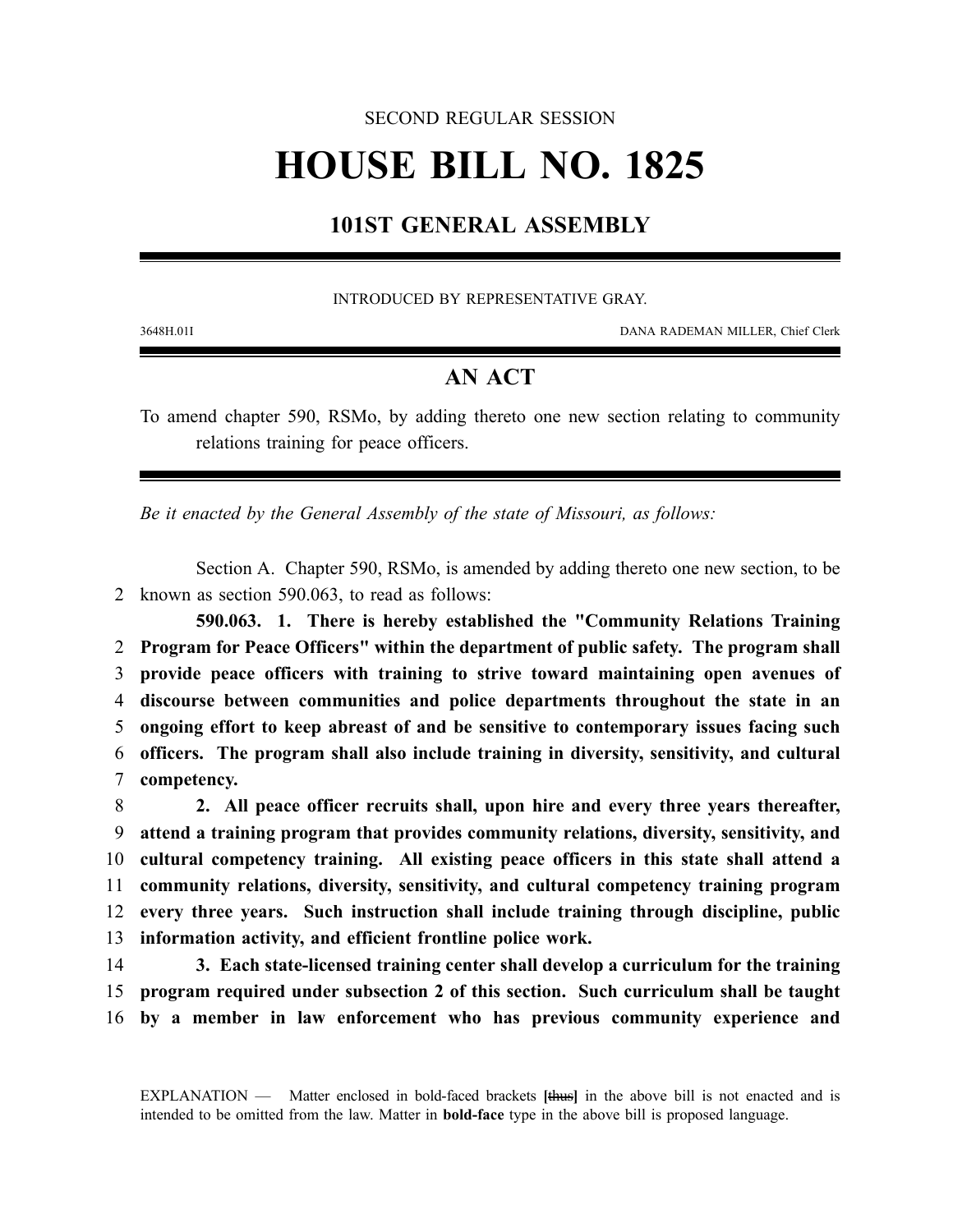SECOND REGULAR SESSION

# HOUSE BILL NO. 1825

## 101ST GENERAL ASSEMBLY

INTRODUCED BY REPRESENTATIVE GRAY.

3648H.01I DANA RADEMAN MILLER, Chief Clerk

## AN ACT

To amend chapter 590, RSMo, by adding thereto one new section relating to community relations training for peace officers.

*Be it enacted by the General Assembly of the state of Missouri, as follows:*

Section A. Chapter 590, RSMo, is amended by adding thereto one new section, to be
2 known as section 590.063, to read as follows:

**590.063. 1. There is hereby established the "Community Relations Training**
2 **Program for Peace Officers" within the department of public safety. The program shall**
3 **provide peace officers with training to strive toward maintaining open avenues of**
4 **discourse between communities and police departments throughout the state in an**
5 **ongoing effort to keep abreast of and be sensitive to contemporary issues facing such**
6 **officers. The program shall also include training in diversity, sensitivity, and cultural**
7 **competency.**

8 **2. All peace officer recruits shall, upon hire and every three years thereafter,**
9 **attend a training program that provides community relations, diversity, sensitivity, and**
10 **cultural competency training. All existing peace officers in this state shall attend a**
11 **community relations, diversity, sensitivity, and cultural competency training program**
12 **every three years. Such instruction shall include training through discipline, public**
13 **information activity, and efficient frontline police work.**

14 **3. Each state-licensed training center shall develop a curriculum for the training**
15 **program required under subsection 2 of this section. Such curriculum shall be taught**
16 **by a member in law enforcement who has previous community experience and**

EXPLANATION — Matter enclosed in bold-faced brackets **[**~~thus~~**]** in the above bill is not enacted and is intended to be omitted from the law. Matter in **bold-face** type in the above bill is proposed language.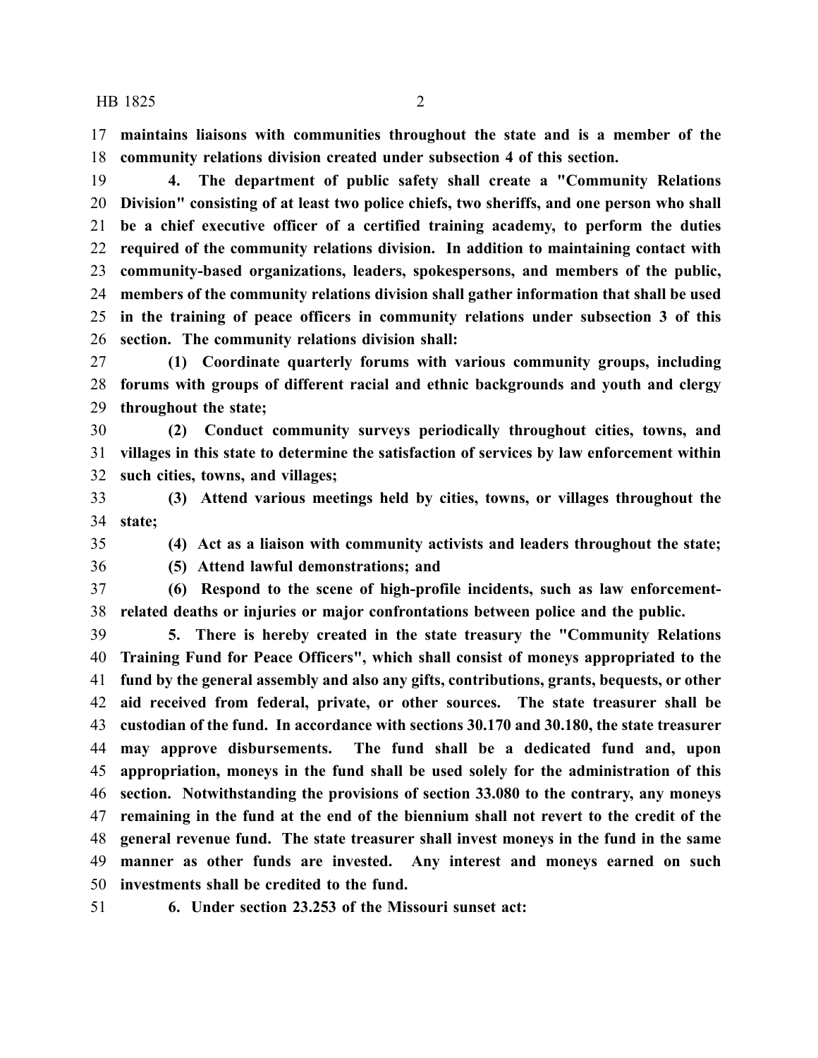**maintains liaisons with communities throughout the state and is a member of the community relations division created under subsection 4 of this section.**

**4. The department of public safety shall create a "Community Relations Division" consisting of at least two police chiefs, two sheriffs, and one person who shall be a chief executive officer of a certified training academy, to perform the duties required of the community relations division. In addition to maintaining contact with community-based organizations, leaders, spokespersons, and members of the public, members of the community relations division shall gather information that shall be used in the training of peace officers in community relations under subsection 3 of this section. The community relations division shall:**

**(1) Coordinate quarterly forums with various community groups, including forums with groups of different racial and ethnic backgrounds and youth and clergy throughout the state;**

**(2) Conduct community surveys periodically throughout cities, towns, and villages in this state to determine the satisfaction of services by law enforcement within such cities, towns, and villages;**

**(3) Attend various meetings held by cities, towns, or villages throughout the state;**

**(4) Act as a liaison with community activists and leaders throughout the state;**

**(5) Attend lawful demonstrations; and**

**(6) Respond to the scene of high-profile incidents, such as law enforcement-related deaths or injuries or major confrontations between police and the public.**

**5. There is hereby created in the state treasury the "Community Relations Training Fund for Peace Officers", which shall consist of moneys appropriated to the fund by the general assembly and also any gifts, contributions, grants, bequests, or other aid received from federal, private, or other sources. The state treasurer shall be custodian of the fund. In accordance with sections 30.170 and 30.180, the state treasurer may approve disbursements. The fund shall be a dedicated fund and, upon appropriation, moneys in the fund shall be used solely for the administration of this section. Notwithstanding the provisions of section 33.080 to the contrary, any moneys remaining in the fund at the end of the biennium shall not revert to the credit of the general revenue fund. The state treasurer shall invest moneys in the fund in the same manner as other funds are invested. Any interest and moneys earned on such investments shall be credited to the fund.**

**6. Under section 23.253 of the Missouri sunset act:**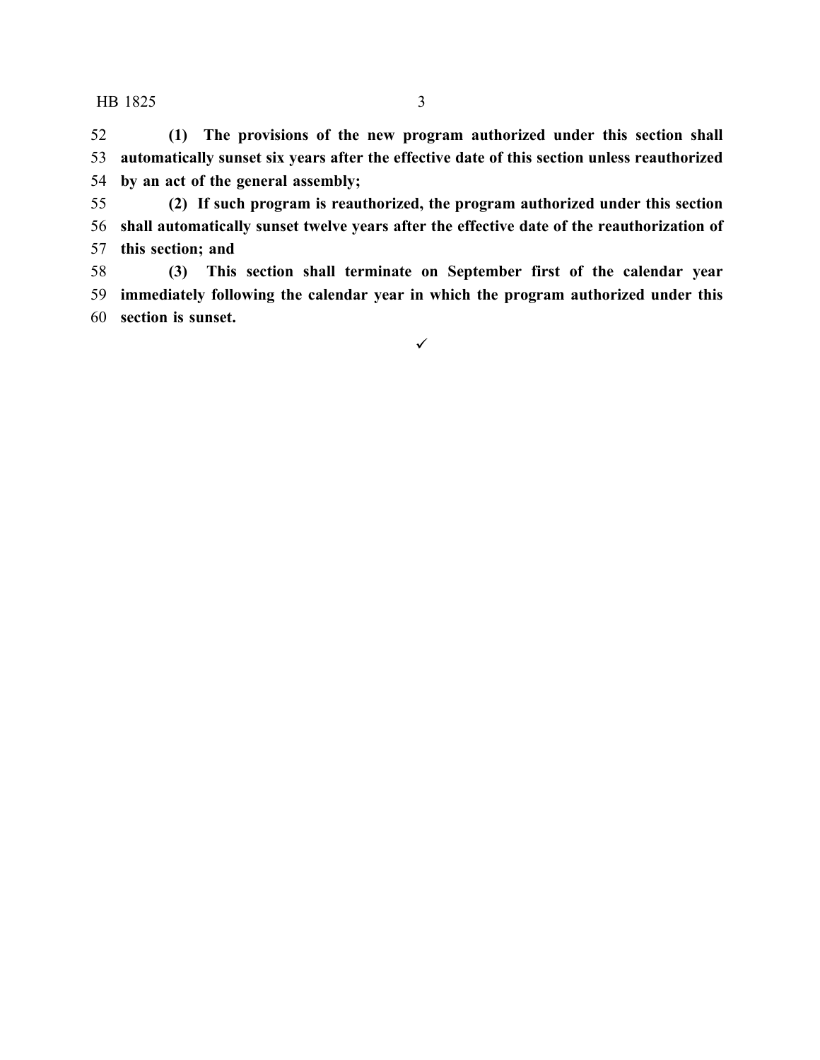**(1) The provisions of the new program authorized under this section shall automatically sunset six years after the effective date of this section unless reauthorized by an act of the general assembly;**

**(2) If such program is reauthorized, the program authorized under this section shall automatically sunset twelve years after the effective date of the reauthorization of this section; and**

**(3) This section shall terminate on September first of the calendar year immediately following the calendar year in which the program authorized under this section is sunset.**

✓